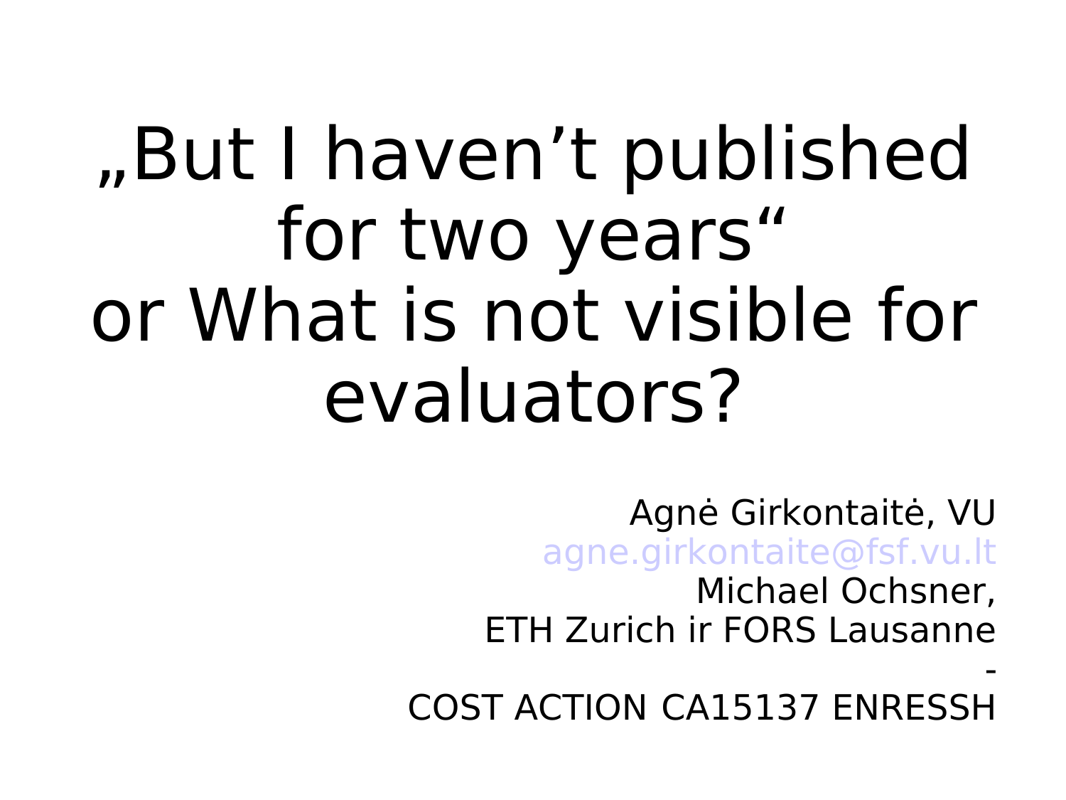# „But I haven't published for two years“ or What is not visible for evaluators?

Agnė Girkontaitė, VU
agne.girkontaite@fsf.vu.lt
Michael Ochsner,
ETH Zurich ir FORS Lausanne
-
COST ACTION CA15137 ENRESSH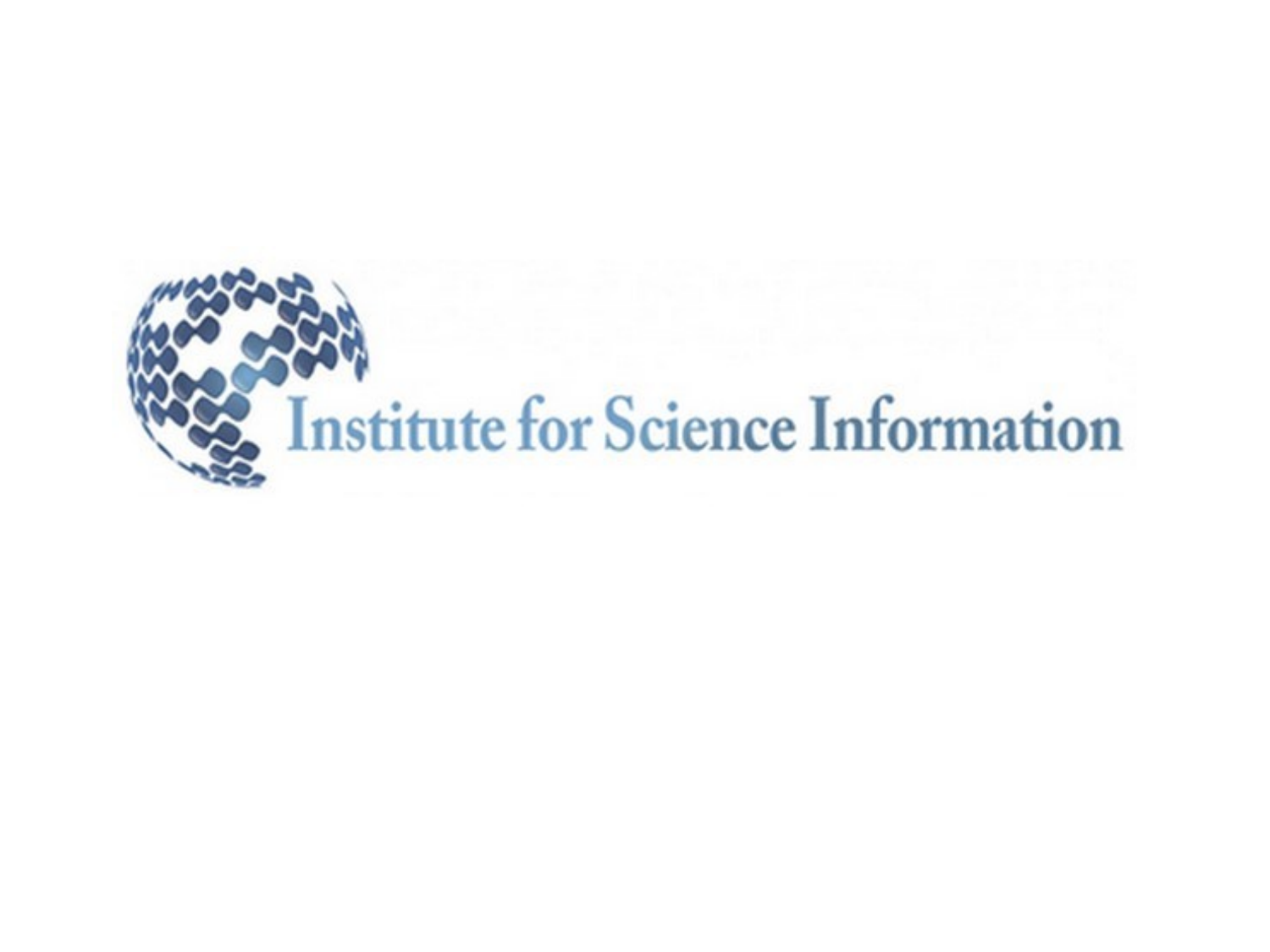Institute for Science Information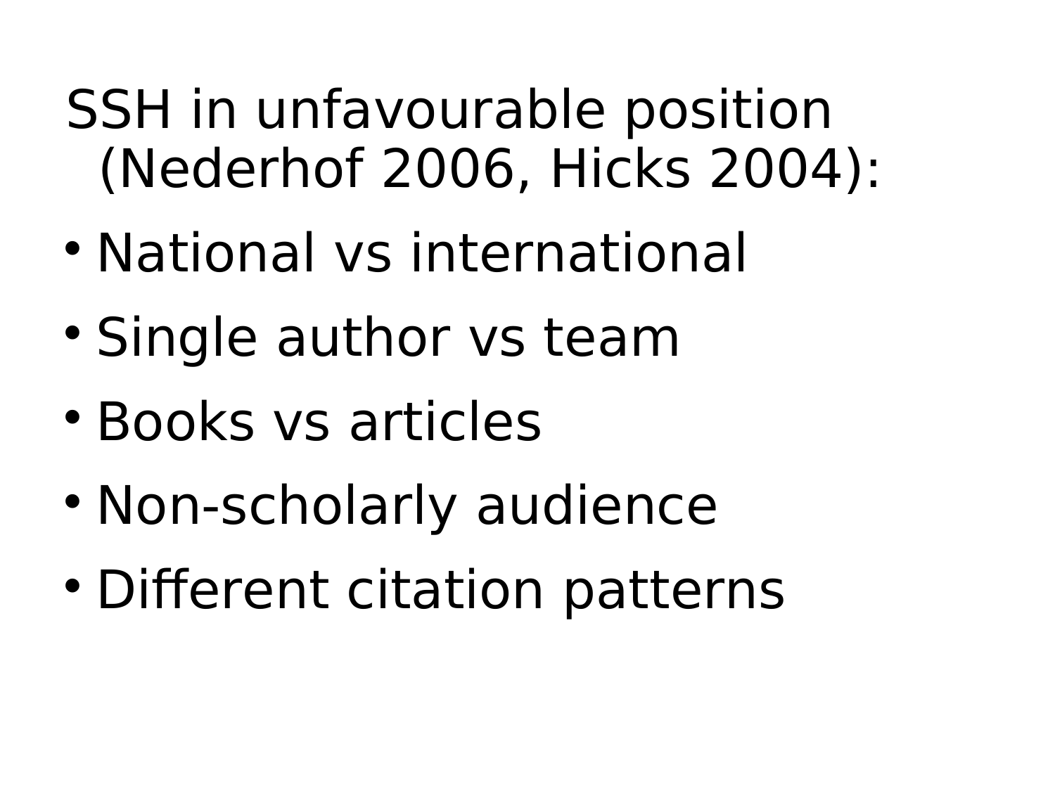SSH in unfavourable position (Nederhof 2006, Hicks 2004):

- National vs international
- Single author vs team
- Books vs articles
- Non-scholarly audience
- Different citation patterns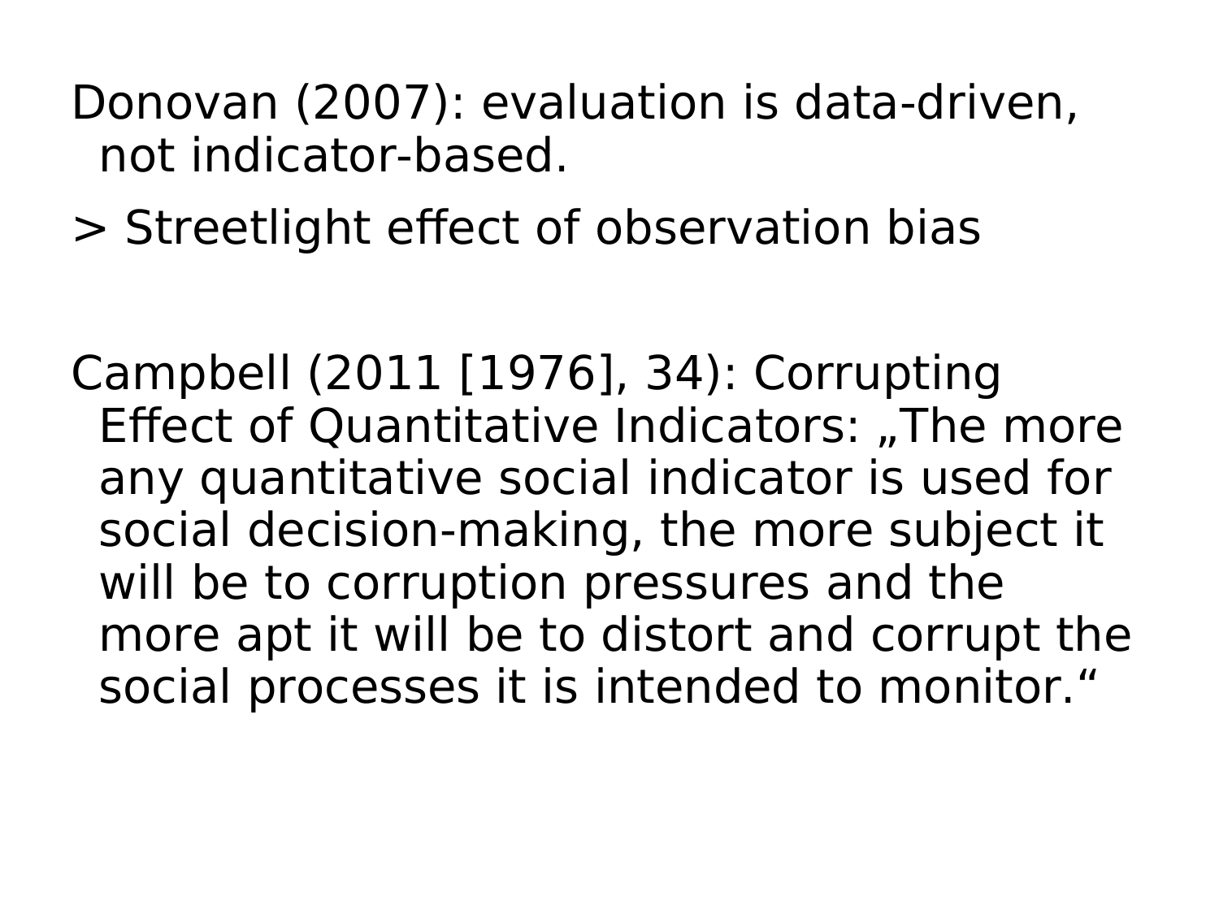Donovan (2007): evaluation is data-driven, not indicator-based.

> Streetlight effect of observation bias

Campbell (2011 [1976], 34): Corrupting Effect of Quantitative Indicators: „The more any quantitative social indicator is used for social decision-making, the more subject it will be to corruption pressures and the more apt it will be to distort and corrupt the social processes it is intended to monitor."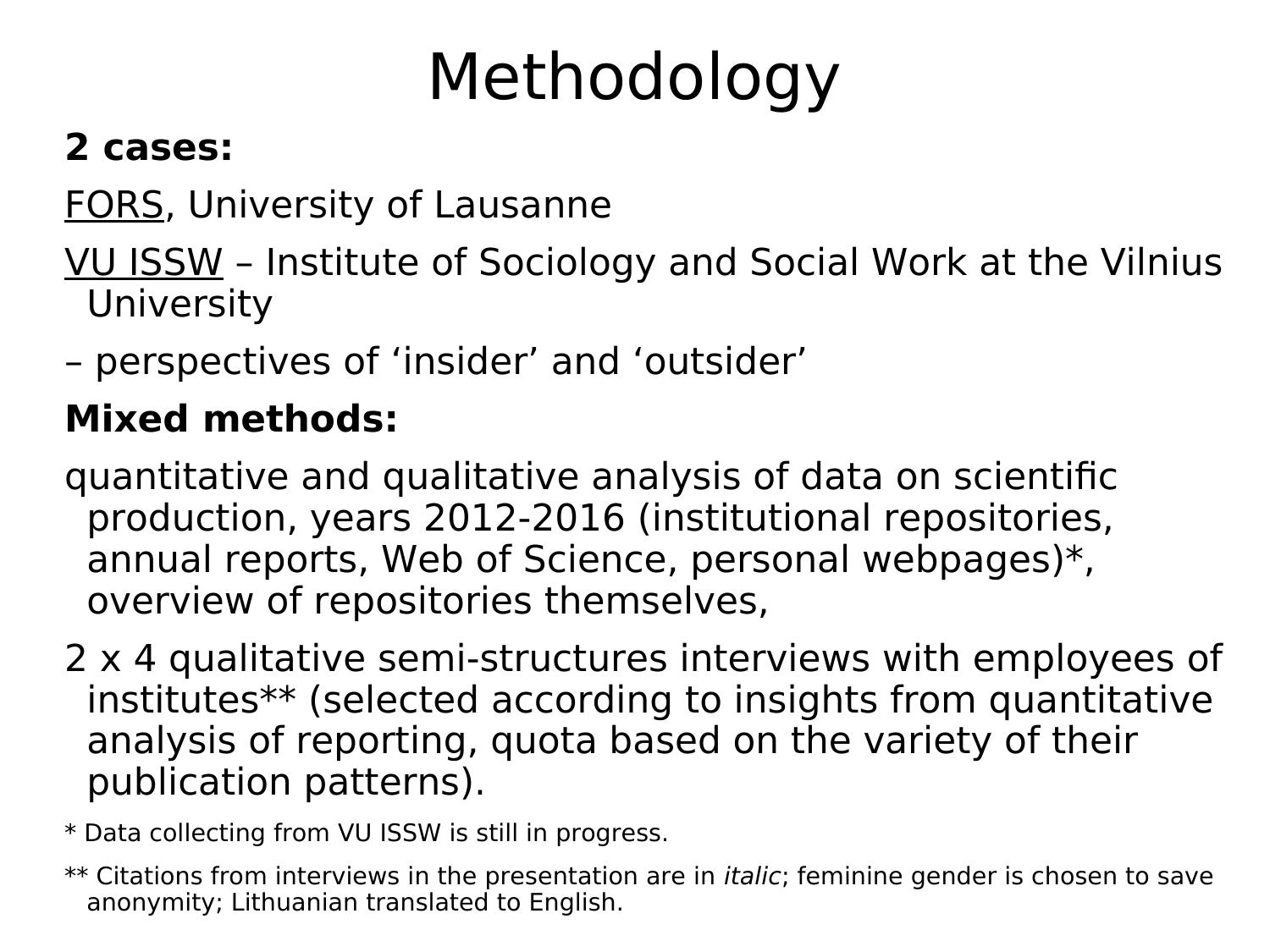# Methodology

**2 cases:**

FORS, University of Lausanne

VU ISSW – Institute of Sociology and Social Work at the Vilnius University

– perspectives of 'insider' and 'outsider'

**Mixed methods:**

quantitative and qualitative analysis of data on scientific production, years 2012-2016 (institutional repositories, annual reports, Web of Science, personal webpages)*, overview of repositories themselves,

2 x 4 qualitative semi-structures interviews with employees of institutes** (selected according to insights from quantitative analysis of reporting, quota based on the variety of their publication patterns).

* Data collecting from VU ISSW is still in progress.

** Citations from interviews in the presentation are in *italic*; feminine gender is chosen to save anonymity; Lithuanian translated to English.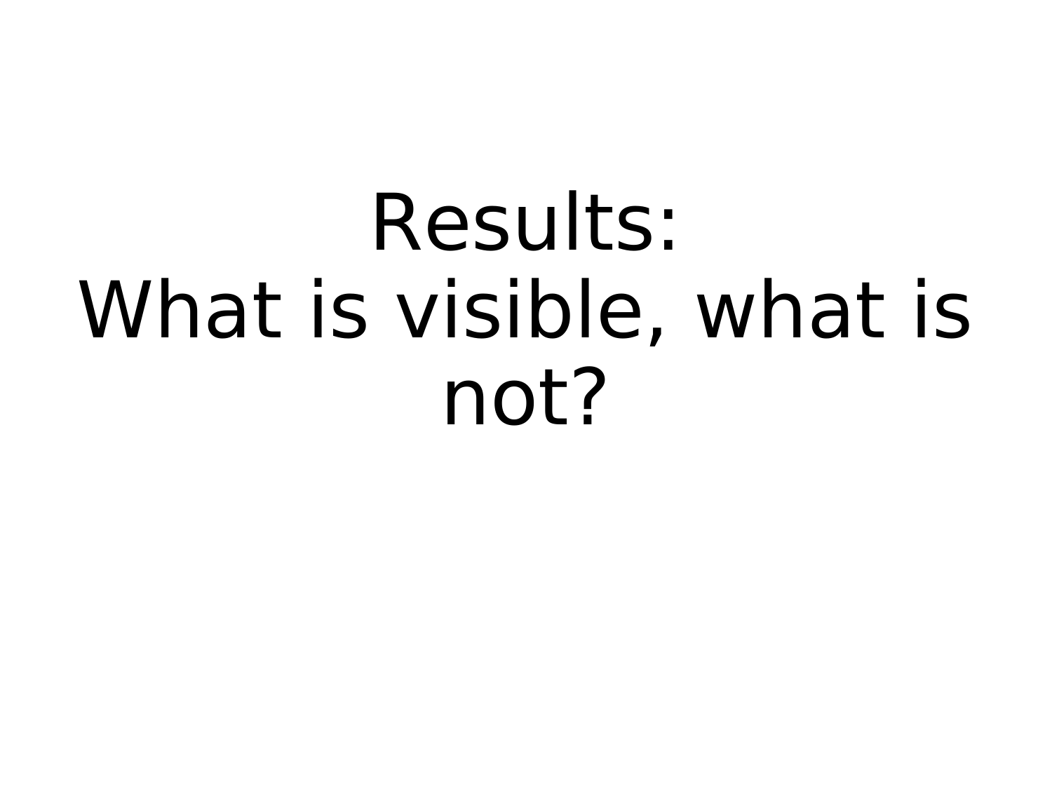# Results: What is visible, what is not?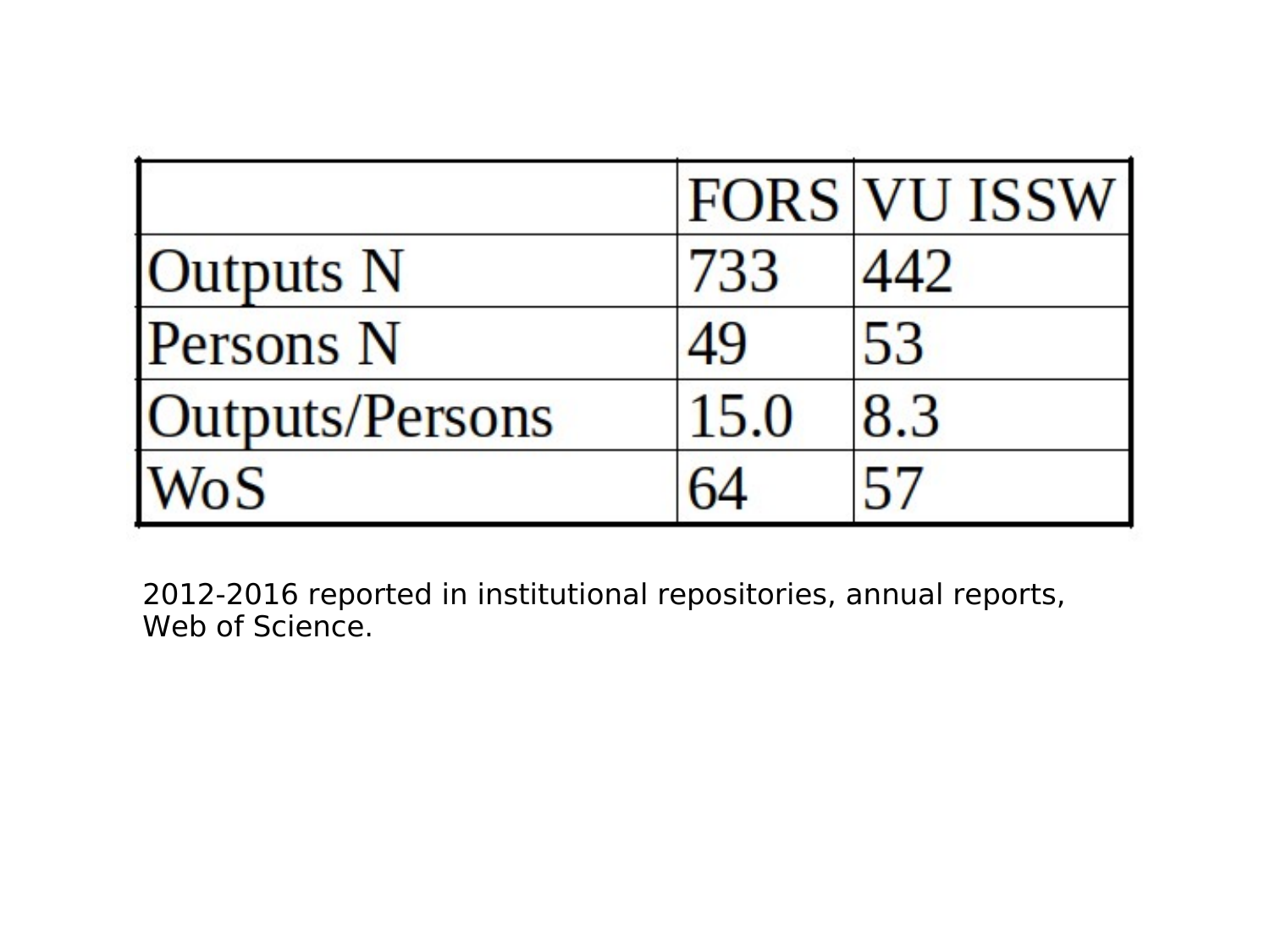| | FORS | VU ISSW |
|---|---|---|
| Outputs N | 733 | 442 |
| Persons N | 49 | 53 |
| Outputs/Persons | 15.0 | 8.3 |
| WoS | 64 | 57 |

2012-2016 reported in institutional repositories, annual reports, Web of Science.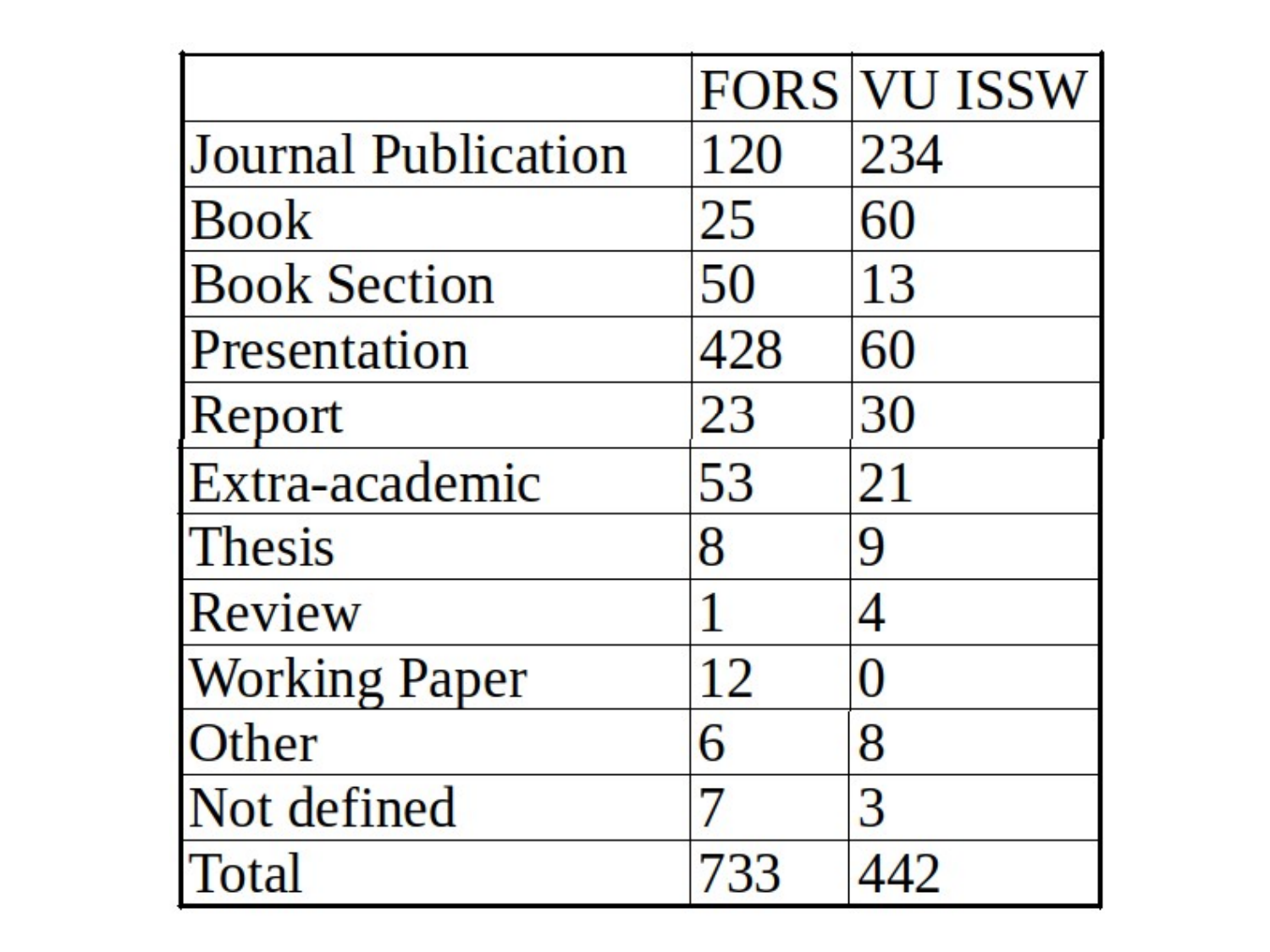| | FORS | VU ISSW |
|---|---|---|
| Journal Publication | 120 | 234 |
| Book | 25 | 60 |
| Book Section | 50 | 13 |
| Presentation | 428 | 60 |
| Report | 23 | 30 |
| Extra-academic | 53 | 21 |
| Thesis | 8 | 9 |
| Review | 1 | 4 |
| Working Paper | 12 | 0 |
| Other | 6 | 8 |
| Not defined | 7 | 3 |
| Total | 733 | 442 |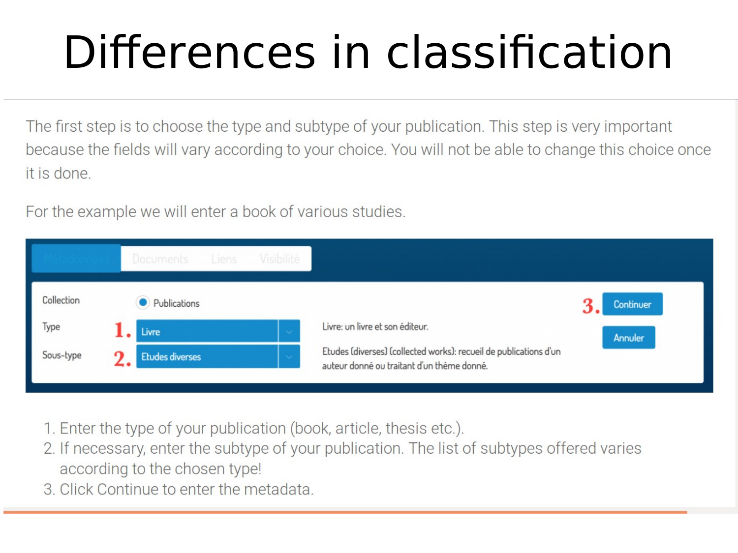# Differences in classification

The first step is to choose the type and subtype of your publication. This step is very important because the fields will vary according to your choice. You will not be able to change this choice once it is done.

For the example we will enter a book of various studies.

Métadonnées | Documents | Liens | Visibilité

Collection — Publications

Type — 1. Livre — Livre: un livre et son éditeur.

Sous-type — 2. Etudes diverses — Etudes (diverses) (collected works): recueil de publications d'un auteur donné ou traitant d'un thème donné.

3. Continuer

Annuler

1. Enter the type of your publication (book, article, thesis etc.).
2. If necessary, enter the subtype of your publication. The list of subtypes offered varies according to the chosen type!
3. Click Continue to enter the metadata.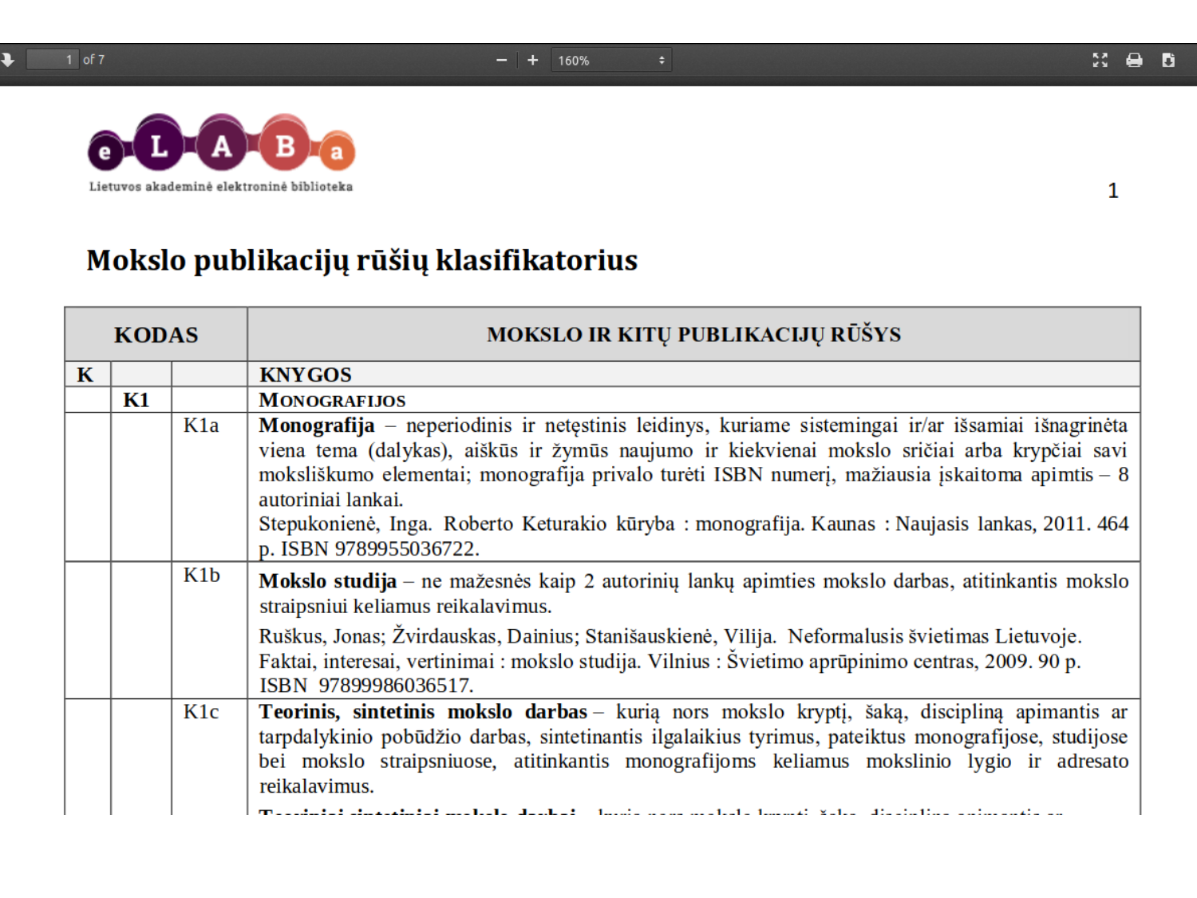Lietuvos akademinė elektroninė biblioteka

# Mokslo publikacijų rūšių klasifikatorius

| KODAS | | | MOKSLO IR KITŲ PUBLIKACIJŲ RŪŠYS |
|---|---|---|---|
| **K** | | | **KNYGOS** |
| | **K1** | | **MONOGRAFIJOS** |
| | | K1a | **Monografija** – neperiodinis ir netęstinis leidinys, kuriame sistemingai ir/ar išsamiai išnagrinėta viena tema (dalykas), aiškūs ir žymūs naujumo ir kiekvienai mokslo sričiai arba krypčiai savi moksliškumo elementai; monografija privalo turėti ISBN numerį, mažiausia įskaitoma apimtis – 8 autoriniai lankai. Stepukonienė, Inga. Roberto Keturakio kūryba : monografija. Kaunas : Naujasis lankas, 2011. 464 p. ISBN 9789955036722. |
| | | K1b | **Mokslo studija** – ne mažesnės kaip 2 autorinių lankų apimties mokslo darbas, atitinkantis mokslo straipsniui keliamus reikalavimus. Ruškus, Jonas; Žvirdauskas, Dainius; Stanišauskienė, Vilija. Neformalusis švietimas Lietuvoje. Faktai, interesai, vertinimai : mokslo studija. Vilnius : Švietimo aprūpinimo centras, 2009. 90 p. ISBN 97899986036517. |
| | | K1c | **Teorinis, sintetinis mokslo darbas** – kurią nors mokslo kryptį, šaką, discipliną apimantis ar tarpdalykinio pobūdžio darbas, sintetinantis ilgalaikius tyrimus, pateiktus monografijose, studijose bei mokslo straipsniuose, atitinkantis monografijoms keliamus mokslinio lygio ir adresato reikalavimus. |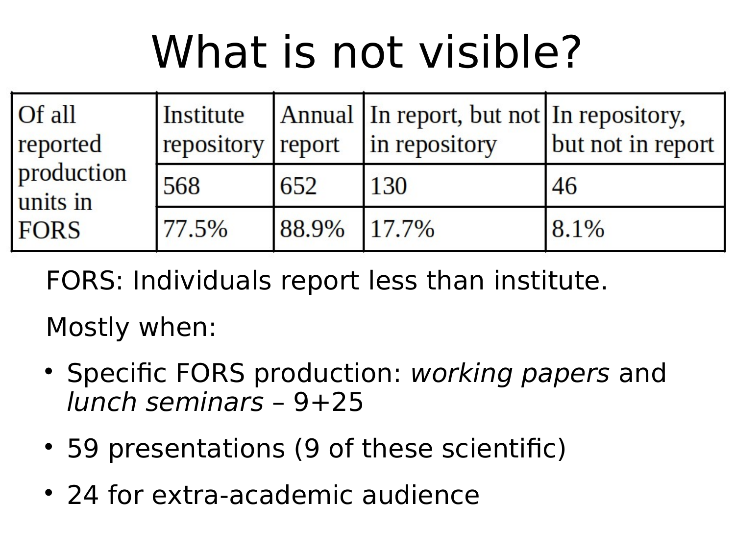# What is not visible?

| Of all reported production units in FORS | Institute repository | Annual report | In report, but not in repository | In repository, but not in report |
|---|---|---|---|---|
| | 568 | 652 | 130 | 46 |
| | 77.5% | 88.9% | 17.7% | 8.1% |

FORS: Individuals report less than institute.

Mostly when:

- Specific FORS production: *working papers* and *lunch seminars* – 9+25
- 59 presentations (9 of these scientific)
- 24 for extra-academic audience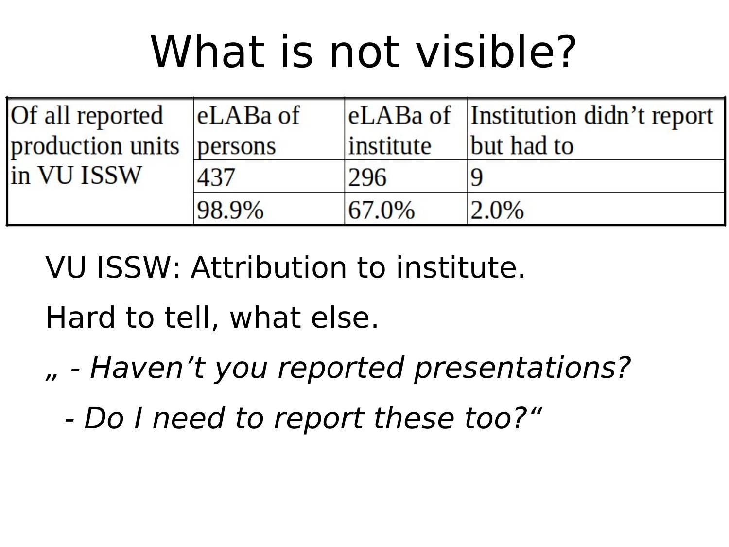# What is not visible?

| Of all reported production units in VU ISSW | eLABa of persons | eLABa of institute | Institution didn't report but had to |
|---|---|---|---|
| | 437 | 296 | 9 |
| | 98.9% | 67.0% | 2.0% |

VU ISSW: Attribution to institute.

Hard to tell, what else.

*„ - Haven't you reported presentations?*

*- Do I need to report these too?"*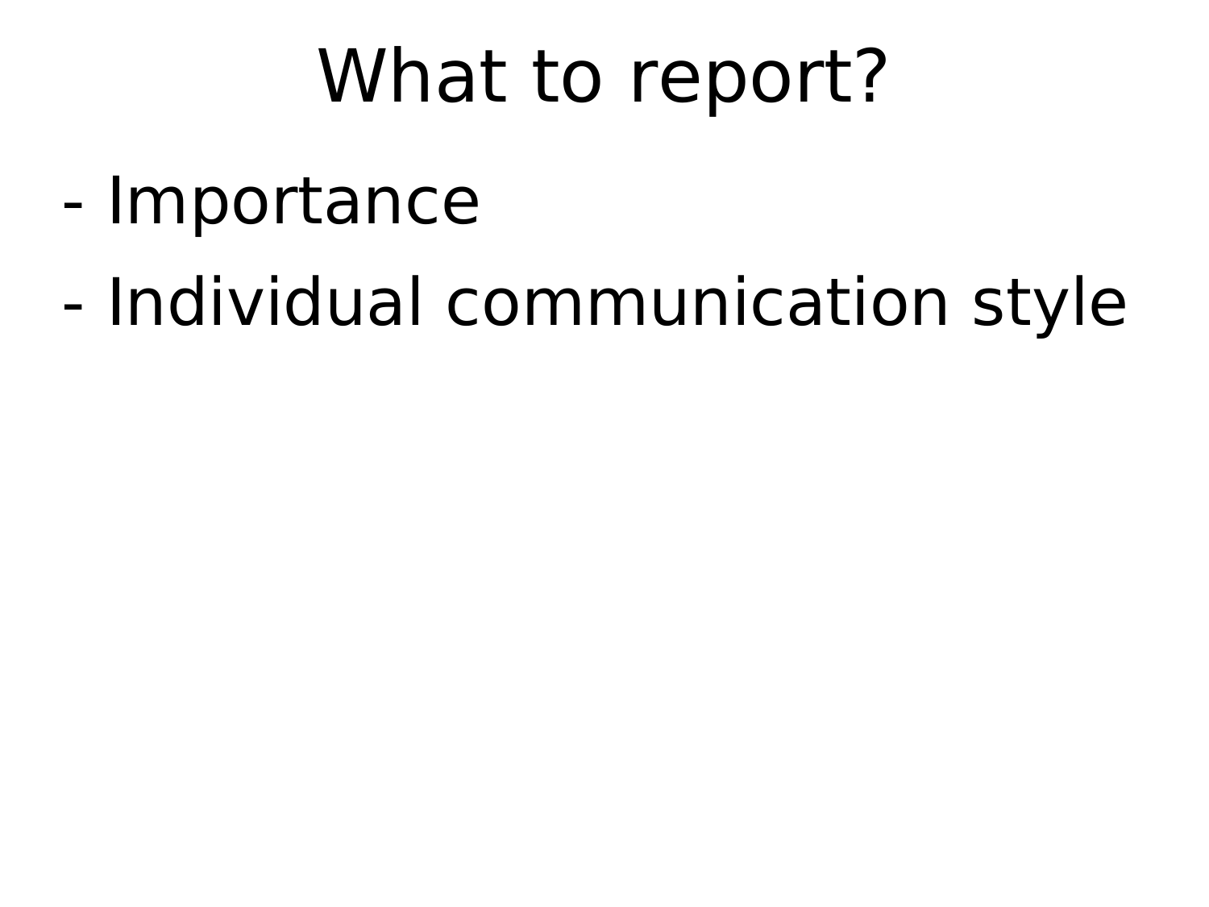# What to report?

- Importance
- Individual communication style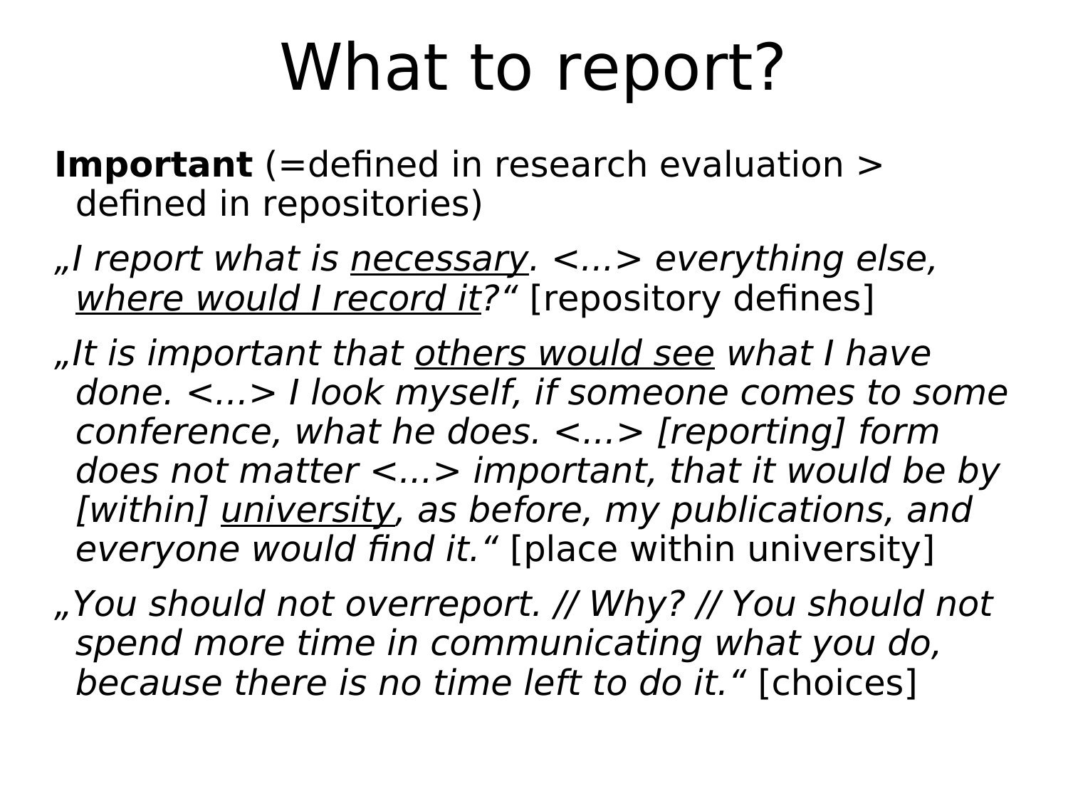# What to report?

**Important** (=defined in research evaluation > defined in repositories)

*„I report what is <u>necessary</u>. <...> everything else, <u>where would I record it</u>?“* [repository defines]

*„It is important that <u>others would see</u> what I have done. <...> I look myself, if someone comes to some conference, what he does. <...> [reporting] form does not matter <...> important, that it would be by [within] <u>university</u>, as before, my publications, and everyone would find it.“* [place within university]

*„You should not overreport. // Why? // You should not spend more time in communicating what you do, because there is no time left to do it.“* [choices]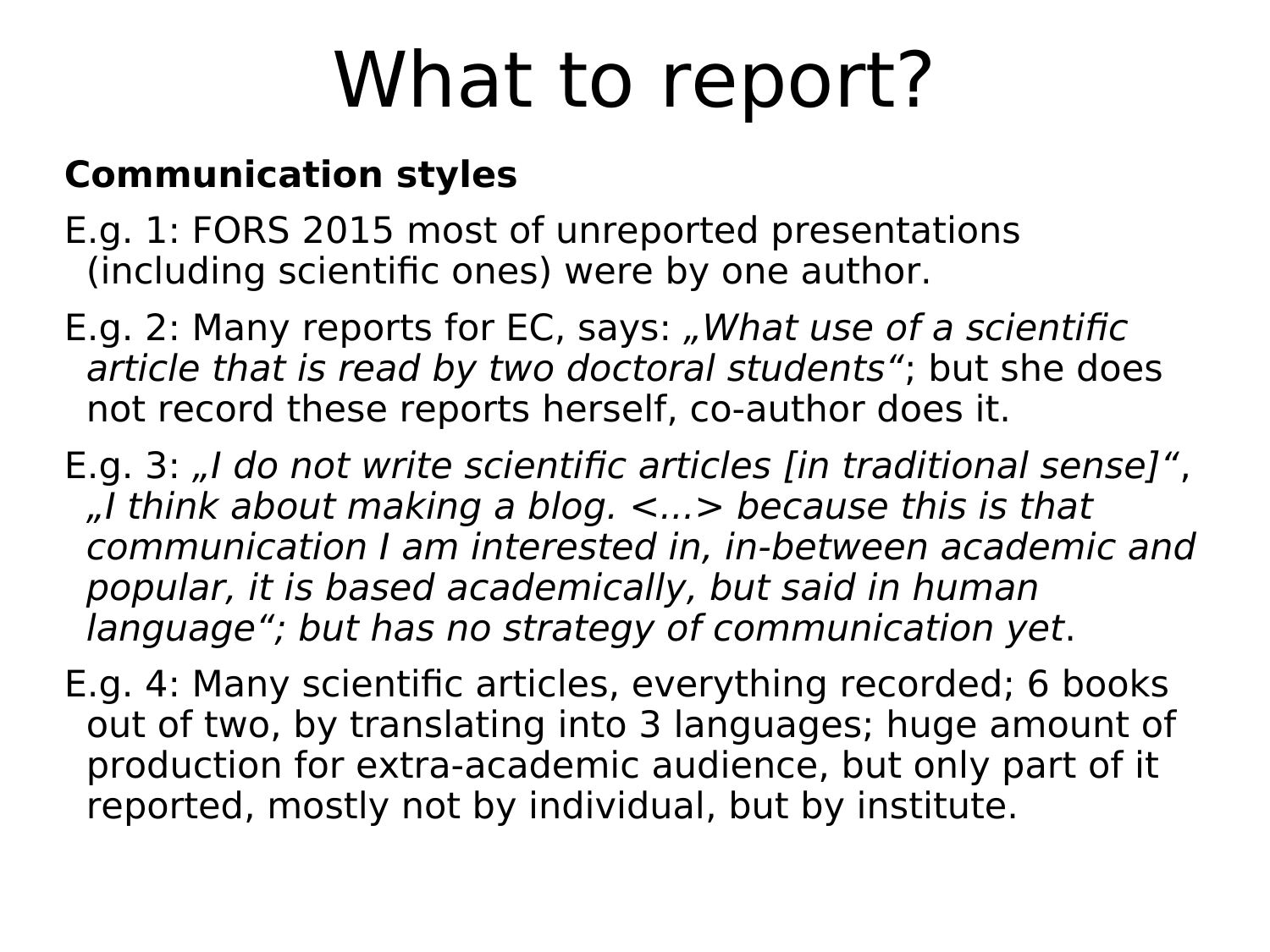# What to report?

**Communication styles**

E.g. 1: FORS 2015 most of unreported presentations (including scientific ones) were by one author.

E.g. 2: Many reports for EC, says: *„What use of a scientific article that is read by two doctoral students"*; but she does not record these reports herself, co-author does it.

E.g. 3: *„I do not write scientific articles [in traditional sense]"*, *„I think about making a blog. <...> because this is that communication I am interested in, in-between academic and popular, it is based academically, but said in human language"; but has no strategy of communication yet*.

E.g. 4: Many scientific articles, everything recorded; 6 books out of two, by translating into 3 languages; huge amount of production for extra-academic audience, but only part of it reported, mostly not by individual, but by institute.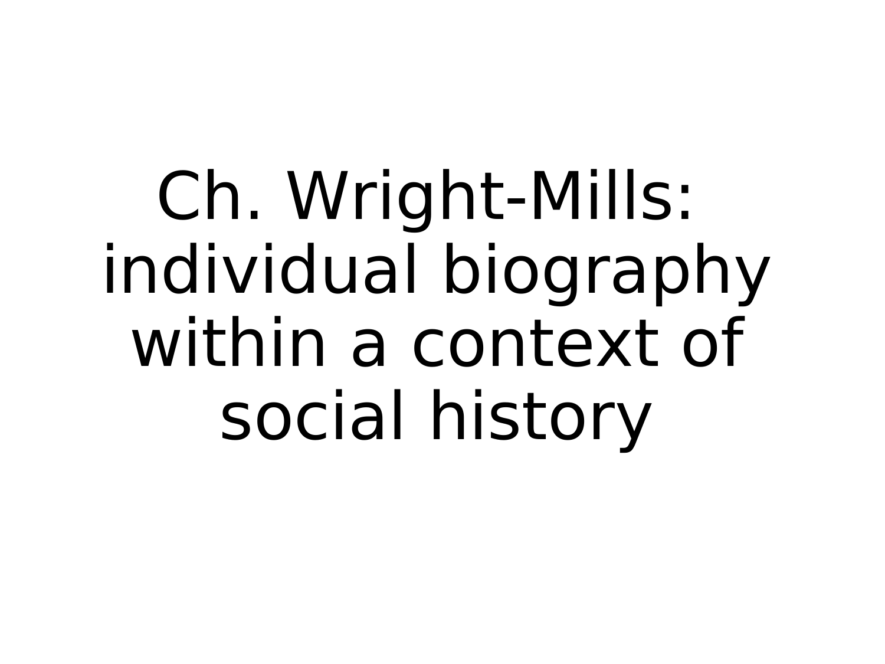# Ch. Wright-Mills: individual biography within a context of social history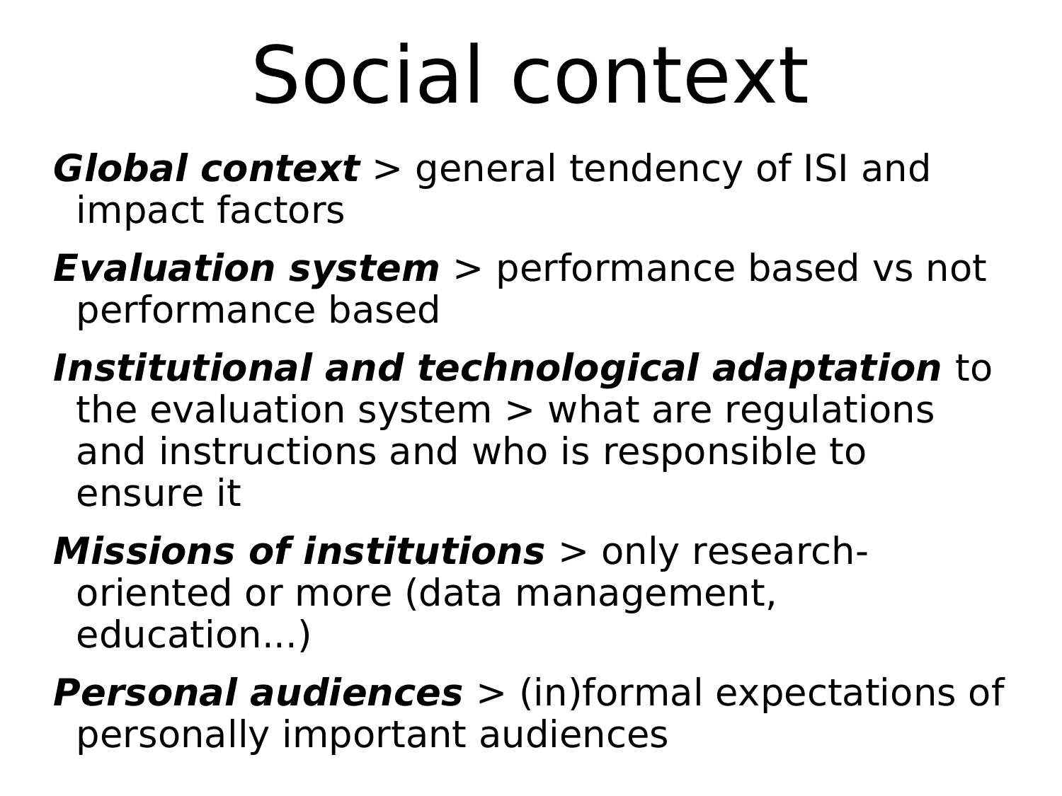# Social context

***Global context*** > general tendency of ISI and impact factors

***Evaluation system*** > performance based vs not performance based

***Institutional and technological adaptation*** to the evaluation system > what are regulations and instructions and who is responsible to ensure it

***Missions of institutions*** > only research-oriented or more (data management, education...)

***Personal audiences*** > (in)formal expectations of personally important audiences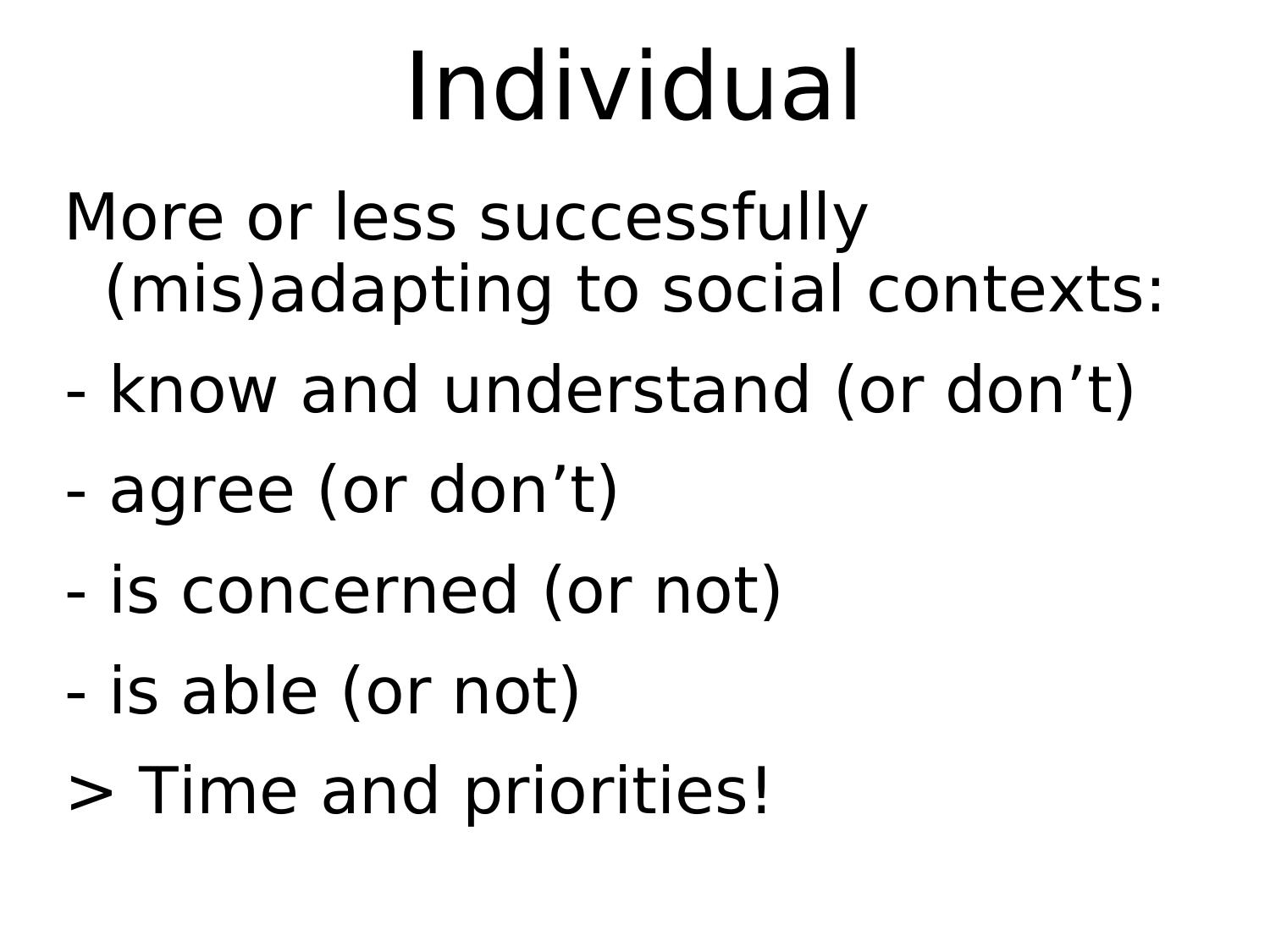# Individual

More or less successfully (mis)adapting to social contexts:

- know and understand (or don’t)
- agree (or don’t)
- is concerned (or not)
- is able (or not)

> Time and priorities!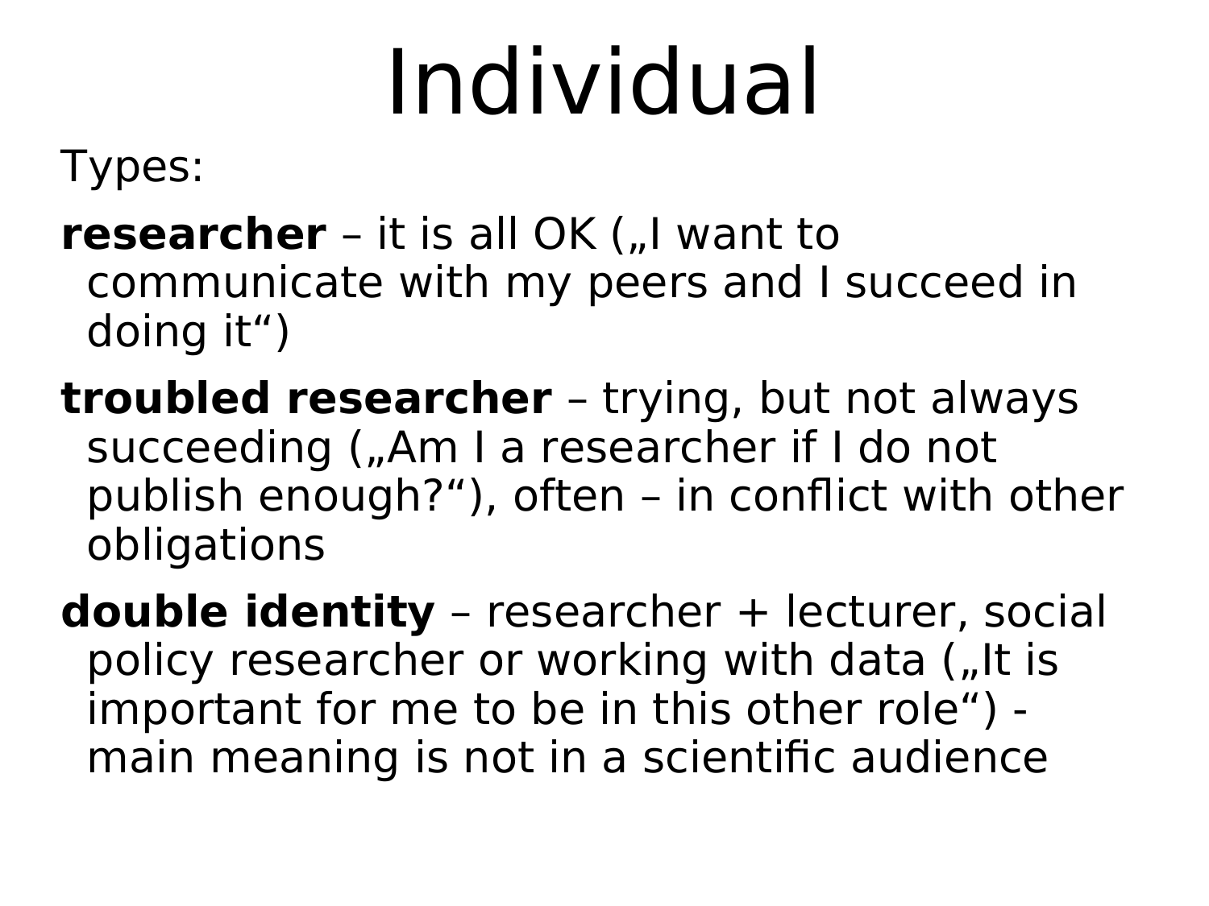# Individual

Types:

**researcher** – it is all OK („I want to communicate with my peers and I succeed in doing it")

**troubled researcher** – trying, but not always succeeding („Am I a researcher if I do not publish enough?"), often – in conflict with other obligations

**double identity** – researcher + lecturer, social policy researcher or working with data („It is important for me to be in this other role") - main meaning is not in a scientific audience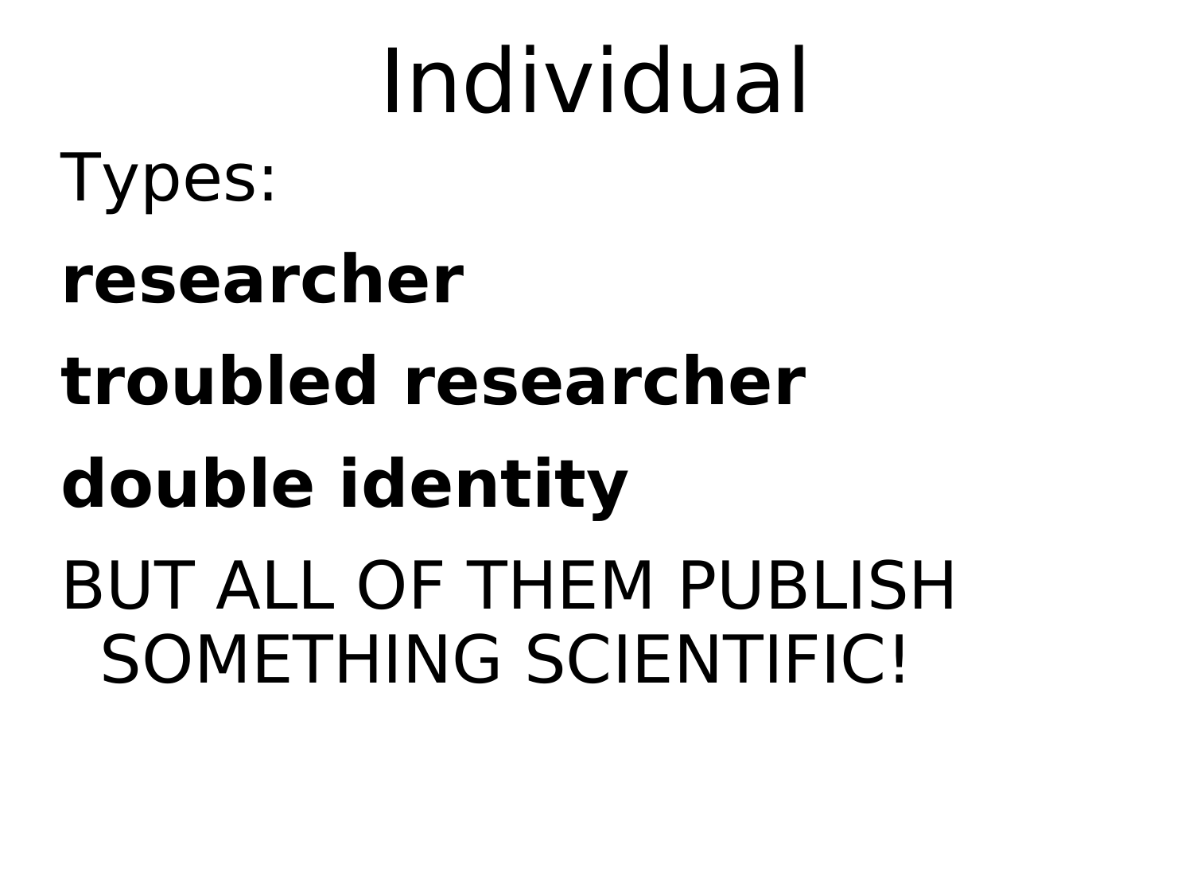# Individual

Types:

**researcher**

**troubled researcher**

**double identity**

BUT ALL OF THEM PUBLISH SOMETHING SCIENTIFIC!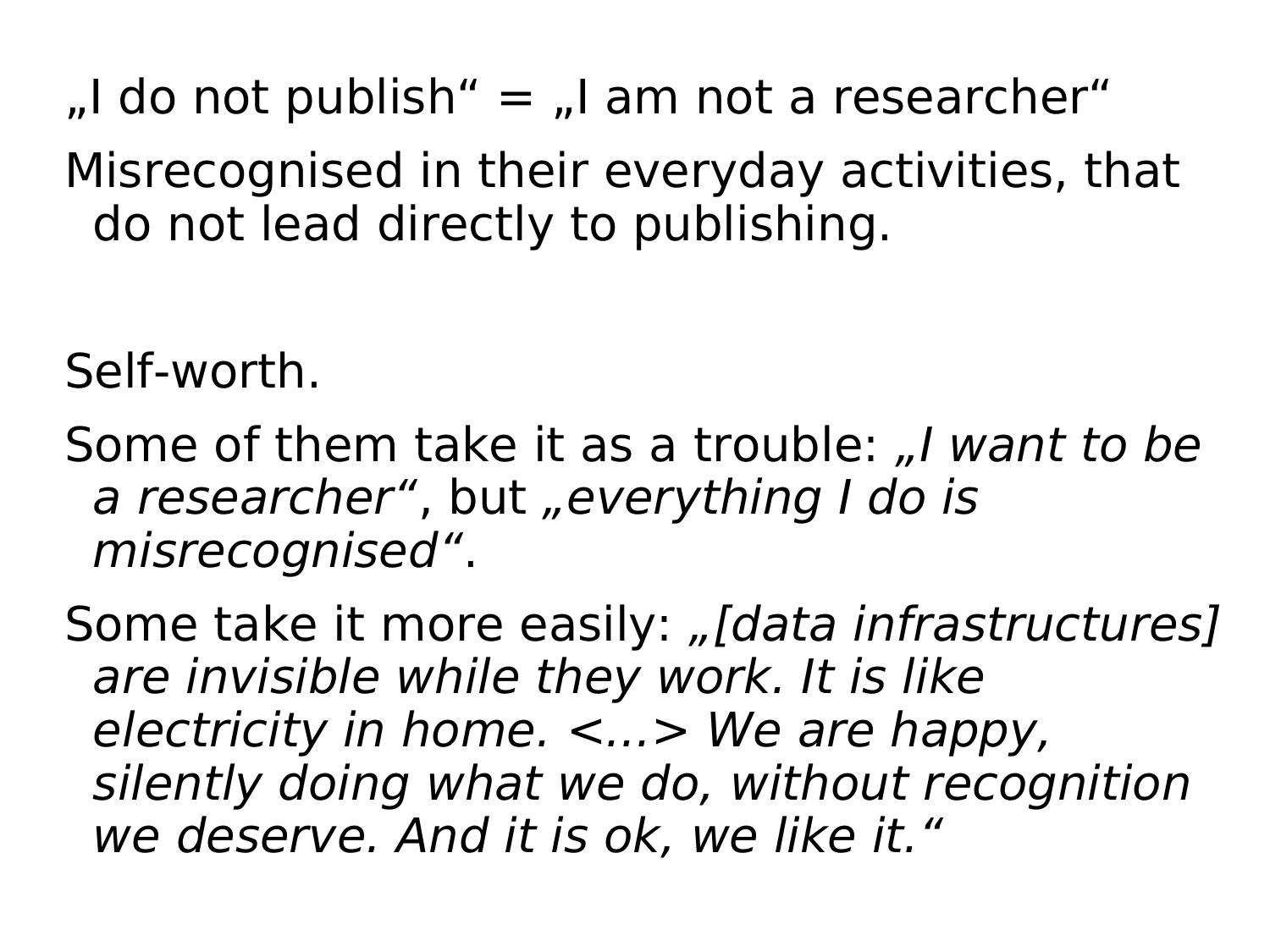„I do not publish“ = „I am not a researcher“

Misrecognised in their everyday activities, that do not lead directly to publishing.

Self-worth.

Some of them take it as a trouble: *„I want to be a researcher“*, but *„everything I do is misrecognised“*.

Some take it more easily: *„[data infrastructures] are invisible while they work. It is like electricity in home. <...> We are happy, silently doing what we do, without recognition we deserve. And it is ok, we like it.“*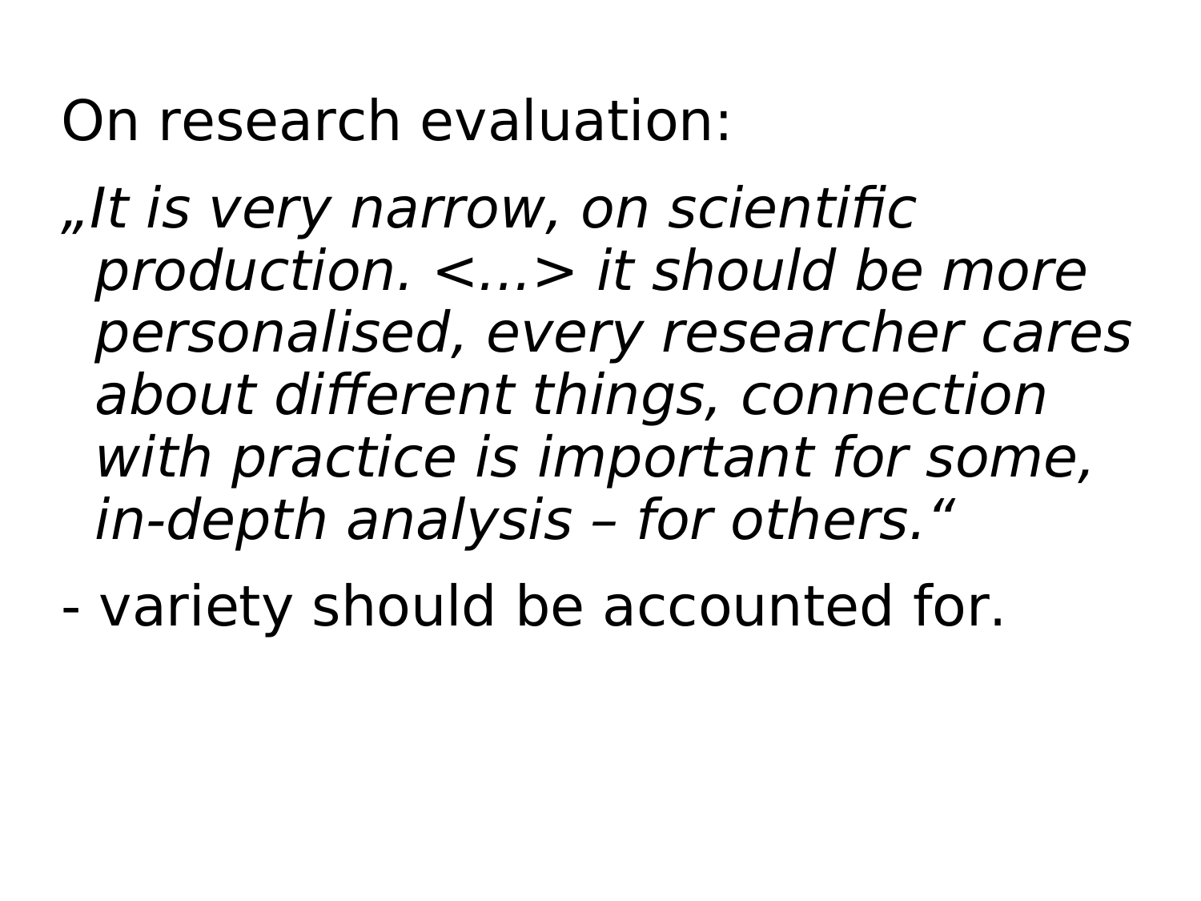On research evaluation:

*„It is very narrow, on scientific production. <...> it should be more personalised, every researcher cares about different things, connection with practice is important for some, in-depth analysis – for others.“*

- variety should be accounted for.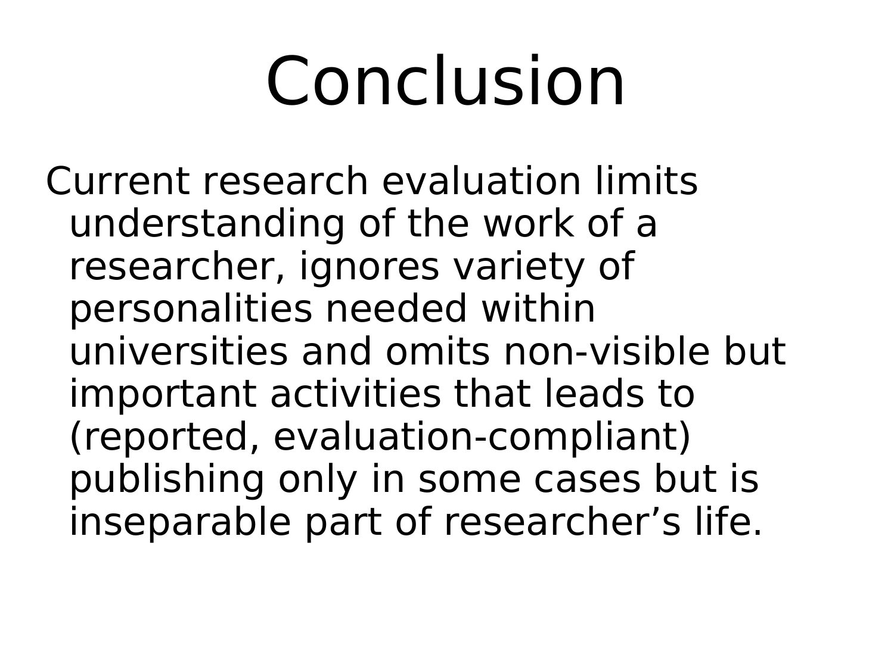# Conclusion

Current research evaluation limits understanding of the work of a researcher, ignores variety of personalities needed within universities and omits non-visible but important activities that leads to (reported, evaluation-compliant) publishing only in some cases but is inseparable part of researcher’s life.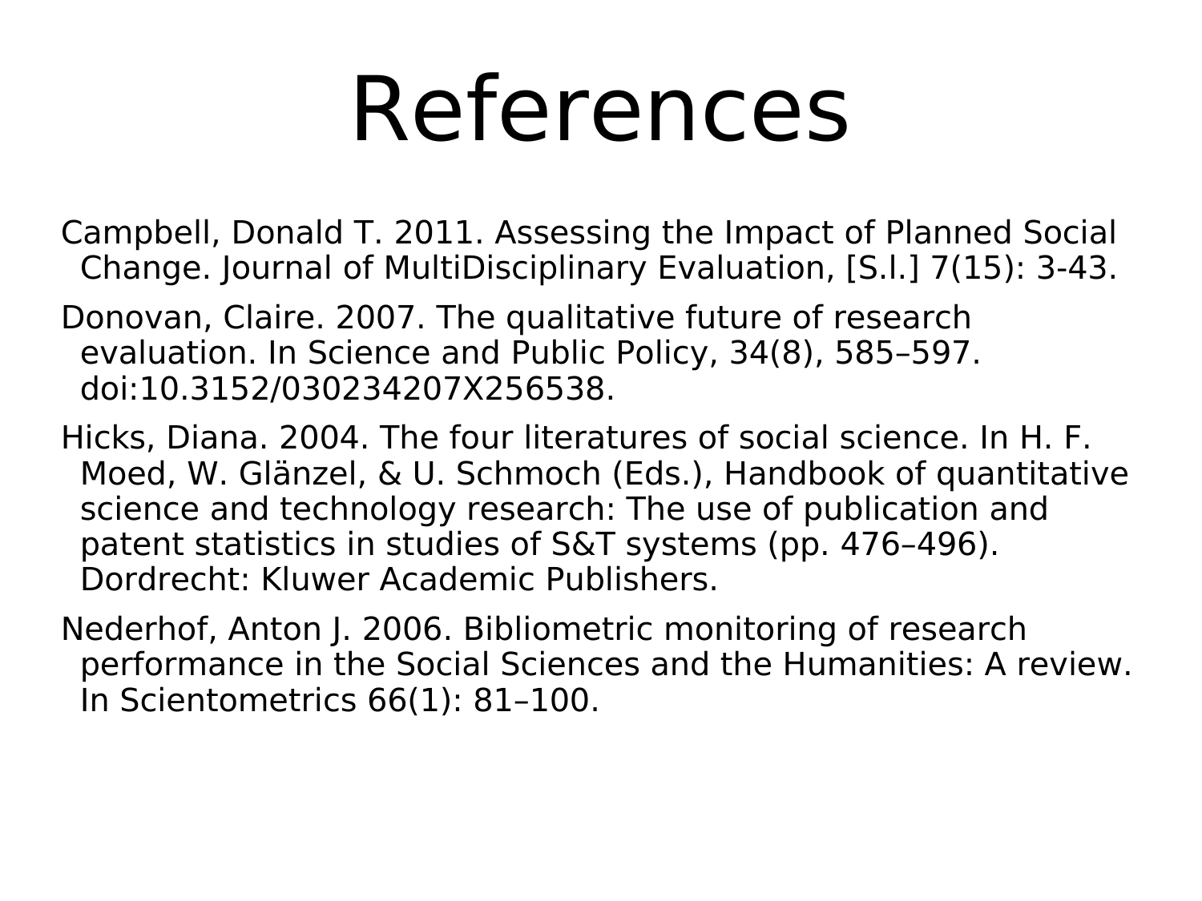# References

Campbell, Donald T. 2011. Assessing the Impact of Planned Social Change. Journal of MultiDisciplinary Evaluation, [S.l.] 7(15): 3-43.

Donovan, Claire. 2007. The qualitative future of research evaluation. In Science and Public Policy, 34(8), 585–597. doi:10.3152/030234207X256538.

Hicks, Diana. 2004. The four literatures of social science. In H. F. Moed, W. Glänzel, & U. Schmoch (Eds.), Handbook of quantitative science and technology research: The use of publication and patent statistics in studies of S&T systems (pp. 476–496). Dordrecht: Kluwer Academic Publishers.

Nederhof, Anton J. 2006. Bibliometric monitoring of research performance in the Social Sciences and the Humanities: A review. In Scientometrics 66(1): 81–100.